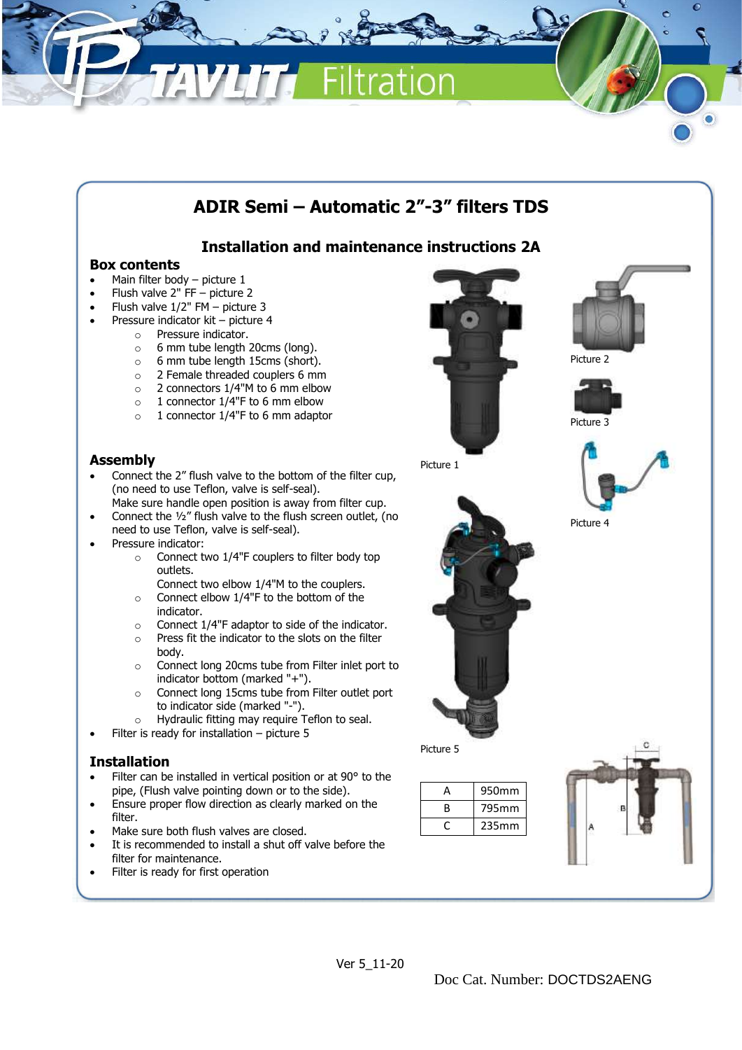# ADIR Semi – Automatic 2"-3" filters TDS

## Installation and maintenance instructions 2A

### Box contents

- Main filter body – picture 1
- Flush valve 2" FF – picture 2
- Flush valve 1/2" FM – picture 3
- Pressure indicator kit – picture 4
    - Pressure indicator.
    - 6 mm tube length 20cms (long).
    - 6 mm tube length 15cms (short).
    - 2 Female threaded couplers 6 mm
    - 2 connectors 1/4"M to 6 mm elbow
    - 1 connector 1/4"F to 6 mm elbow
    - 1 connector 1/4"F to 6 mm adaptor

Picture 1

Picture 2

Picture 3

Picture 4

### Assembly

- Connect the 2" flush valve to the bottom of the filter cup, (no need to use Teflon, valve is self-seal). Make sure handle open position is away from filter cup.
- Connect the ½" flush valve to the flush screen outlet, (no need to use Teflon, valve is self-seal).
- Pressure indicator:
    - Connect two 1/4"F couplers to filter body top outlets. Connect two elbow 1/4"M to the couplers.
    - Connect elbow 1/4"F to the bottom of the indicator.
    - Connect 1/4"F adaptor to side of the indicator.
    - Press fit the indicator to the slots on the filter body.
    - Connect long 20cms tube from Filter inlet port to indicator bottom (marked "+").
    - Connect long 15cms tube from Filter outlet port to indicator side (marked "-").
    - Hydraulic fitting may require Teflon to seal.
- Filter is ready for installation – picture 5

Picture 5

### Installation

- Filter can be installed in vertical position or at 90° to the pipe, (Flush valve pointing down or to the side).
- Ensure proper flow direction as clearly marked on the filter.
- Make sure both flush valves are closed.
- It is recommended to install a shut off valve before the filter for maintenance.
- Filter is ready for first operation

| A | 950mm |
|---|---|
| B | 795mm |
| C | 235mm |

Ver 5_11-20

Doc Cat. Number: DOCTDS2AENG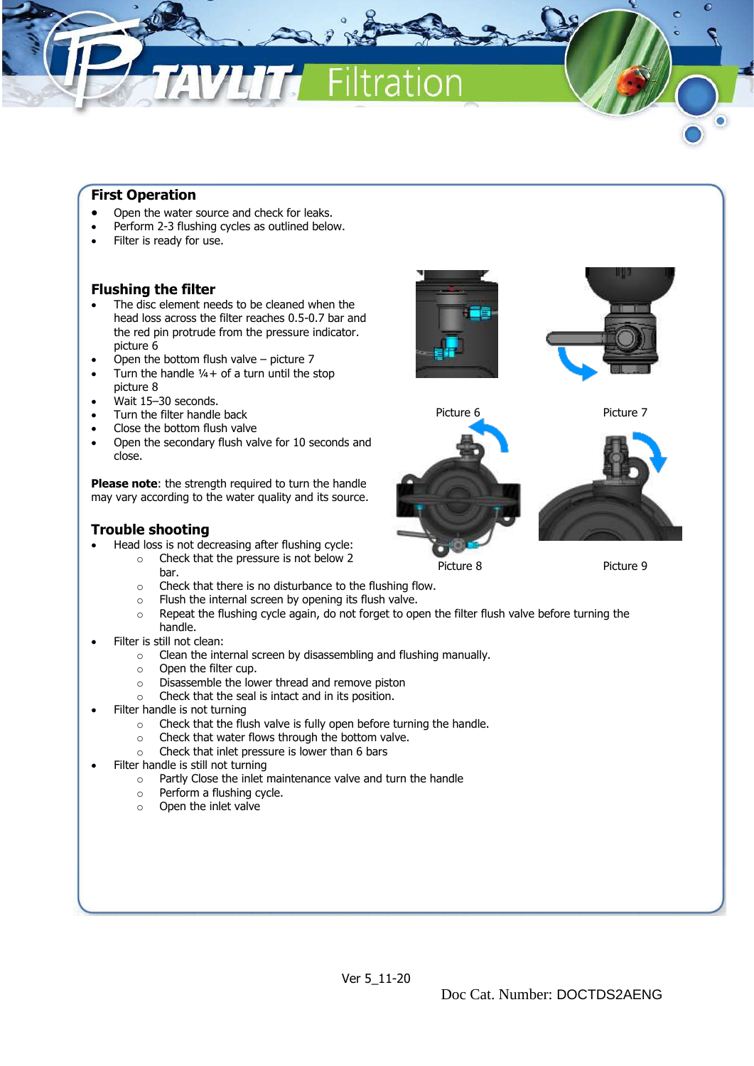## First Operation

- Open the water source and check for leaks.
- Perform 2-3 flushing cycles as outlined below.
- Filter is ready for use.

## Flushing the filter

- The disc element needs to be cleaned when the head loss across the filter reaches 0.5-0.7 bar and the red pin protrude from the pressure indicator. picture 6
- Open the bottom flush valve – picture 7
- Turn the handle ¼+ of a turn until the stop picture 8
- Wait 15–30 seconds.
- Turn the filter handle back
- Close the bottom flush valve
- Open the secondary flush valve for 10 seconds and close.

Picture 6

Picture 7

Picture 8

Picture 9

**Please note**: the strength required to turn the handle may vary according to the water quality and its source.

## Trouble shooting

- Head loss is not decreasing after flushing cycle:
    - Check that the pressure is not below 2 bar.
    - Check that there is no disturbance to the flushing flow.
    - Flush the internal screen by opening its flush valve.
    - Repeat the flushing cycle again, do not forget to open the filter flush valve before turning the handle.
- Filter is still not clean:
    - Clean the internal screen by disassembling and flushing manually.
    - Open the filter cup.
    - Disassemble the lower thread and remove piston
    - Check that the seal is intact and in its position.
- Filter handle is not turning
    - Check that the flush valve is fully open before turning the handle.
    - Check that water flows through the bottom valve.
    - Check that inlet pressure is lower than 6 bars
- Filter handle is still not turning
    - Partly Close the inlet maintenance valve and turn the handle
    - Perform a flushing cycle.
    - Open the inlet valve

Ver 5_11-20

Doc Cat. Number: DOCTDS2AENG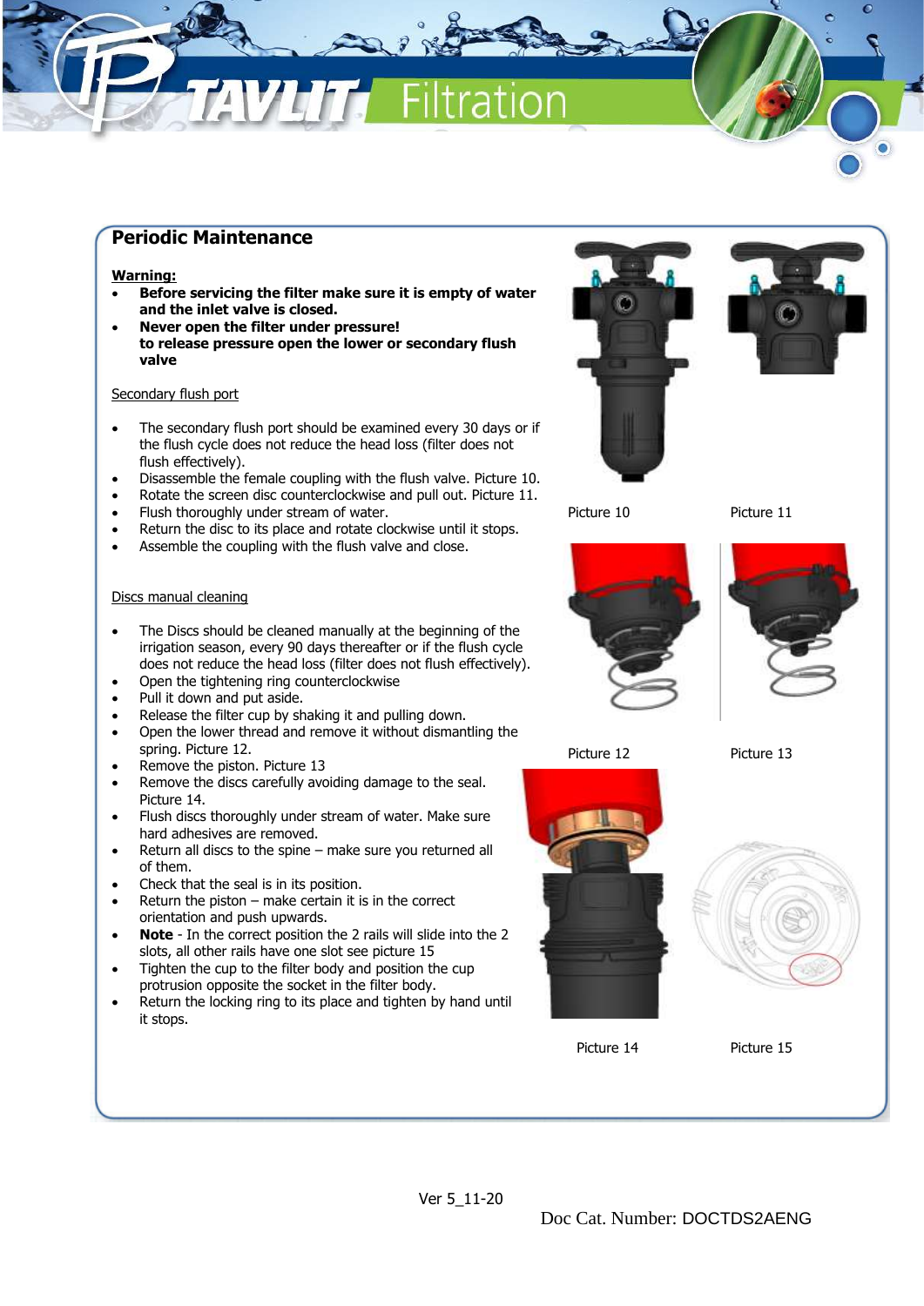## Periodic Maintenance

**Warning:**

- **Before servicing the filter make sure it is empty of water and the inlet valve is closed.**
- **Never open the filter under pressure!**
  **to release pressure open the lower or secondary flush valve**

Secondary flush port

- The secondary flush port should be examined every 30 days or if the flush cycle does not reduce the head loss (filter does not flush effectively).
- Disassemble the female coupling with the flush valve. Picture 10.
- Rotate the screen disc counterclockwise and pull out. Picture 11.
- Flush thoroughly under stream of water.
- Return the disc to its place and rotate clockwise until it stops.
- Assemble the coupling with the flush valve and close.

Discs manual cleaning

- The Discs should be cleaned manually at the beginning of the irrigation season, every 90 days thereafter or if the flush cycle does not reduce the head loss (filter does not flush effectively).
- Open the tightening ring counterclockwise
- Pull it down and put aside.
- Release the filter cup by shaking it and pulling down.
- Open the lower thread and remove it without dismantling the spring. Picture 12.
- Remove the piston. Picture 13
- Remove the discs carefully avoiding damage to the seal. Picture 14.
- Flush discs thoroughly under stream of water. Make sure hard adhesives are removed.
- Return all discs to the spine – make sure you returned all of them.
- Check that the seal is in its position.
- Return the piston – make certain it is in the correct orientation and push upwards.
- **Note** - In the correct position the 2 rails will slide into the 2 slots, all other rails have one slot see picture 15
- Tighten the cup to the filter body and position the cup protrusion opposite the socket in the filter body.
- Return the locking ring to its place and tighten by hand until it stops.

Picture 10

Picture 11

Picture 12

Picture 13

Picture 14

Picture 15

Ver 5_11-20

Doc Cat. Number: DOCTDS2AENG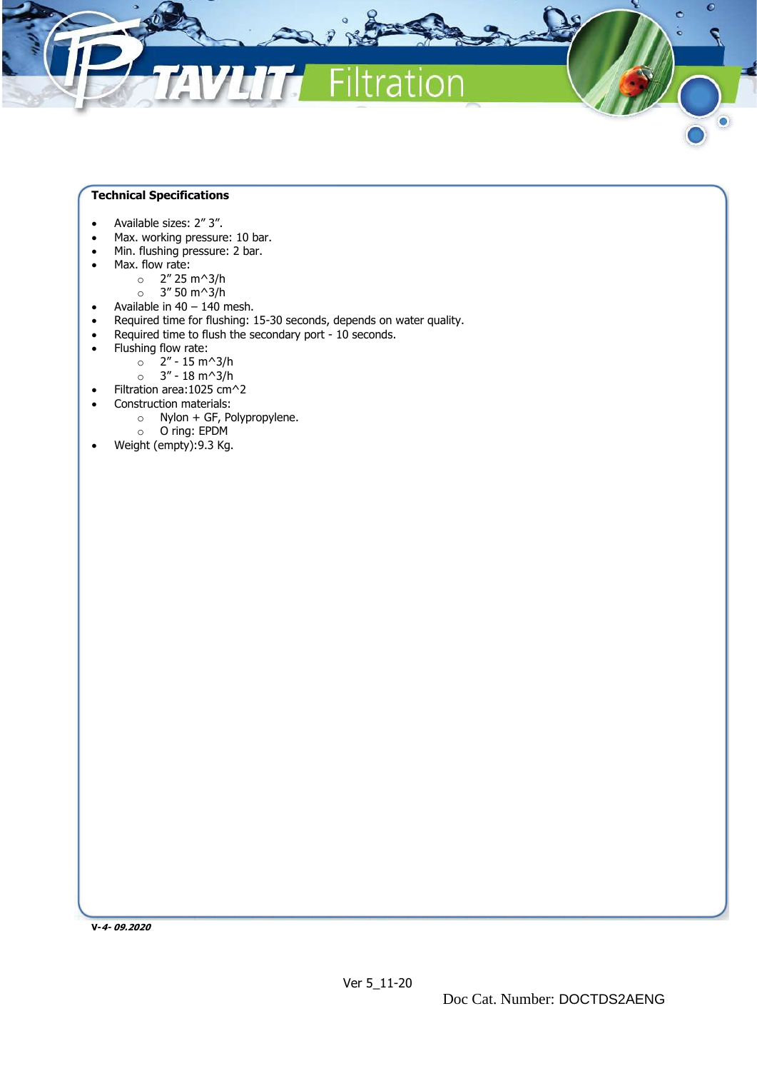**Technical Specifications**

- Available sizes: 2" 3".
- Max. working pressure: 10 bar.
- Min. flushing pressure: 2 bar.
- Max. flow rate:
  - 2" 25 m^3/h
  - 3" 50 m^3/h
- Available in 40 – 140 mesh.
- Required time for flushing: 15-30 seconds, depends on water quality.
- Required time to flush the secondary port - 10 seconds.
- Flushing flow rate:
  - 2" - 15 m^3/h
  - 3" - 18 m^3/h
- Filtration area:1025 cm^2
- Construction materials:
  - Nylon + GF, Polypropylene.
  - O ring: EPDM
- Weight (empty):9.3 Kg.

***V-4- 09.2020***

Ver 5_11-20

Doc Cat. Number: DOCTDS2AENG